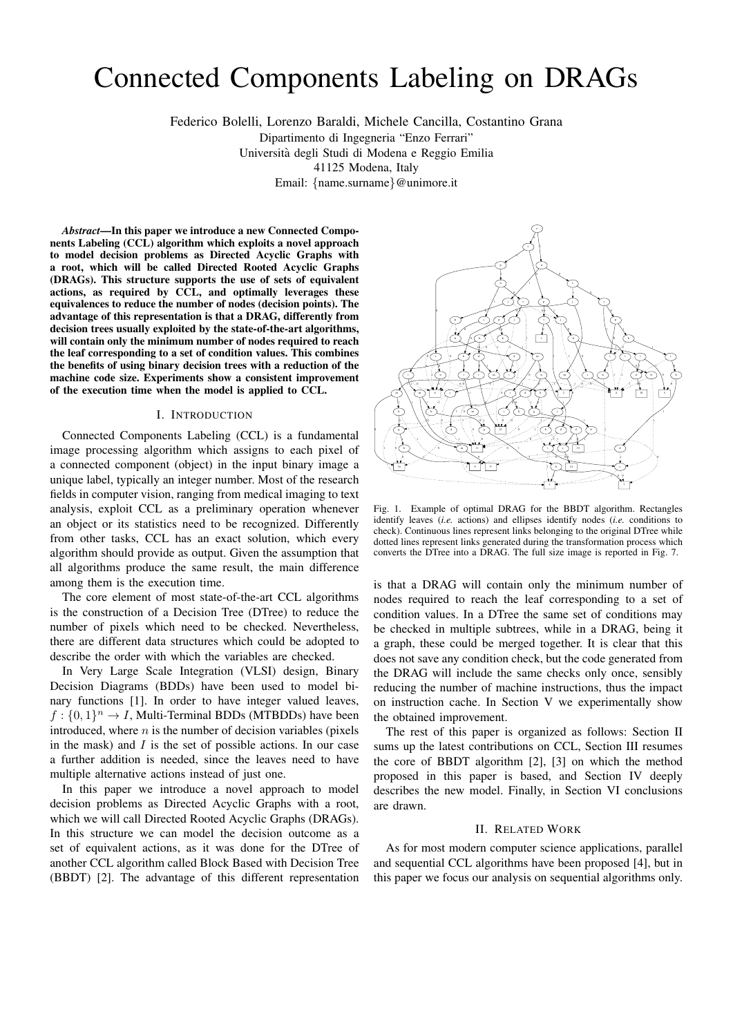# Connected Components Labeling on DRAGs

Federico Bolelli, Lorenzo Baraldi, Michele Cancilla, Costantino Grana

Dipartimento di Ingegneria "Enzo Ferrari"

Università degli Studi di Modena e Reggio Emilia

41125 Modena, Italy

Email: {name.surname}@unimore.it

***Abstract*—In this paper we introduce a new Connected Components Labeling (CCL) algorithm which exploits a novel approach to model decision problems as Directed Acyclic Graphs with a root, which will be called Directed Rooted Acyclic Graphs (DRAGs). This structure supports the use of sets of equivalent actions, as required by CCL, and optimally leverages these equivalences to reduce the number of nodes (decision points). The advantage of this representation is that a DRAG, differently from decision trees usually exploited by the state-of-the-art algorithms, will contain only the minimum number of nodes required to reach the leaf corresponding to a set of condition values. This combines the benefits of using binary decision trees with a reduction of the machine code size. Experiments show a consistent improvement of the execution time when the model is applied to CCL.**

## I. Introduction

Connected Components Labeling (CCL) is a fundamental image processing algorithm which assigns to each pixel of a connected component (object) in the input binary image a unique label, typically an integer number. Most of the research fields in computer vision, ranging from medical imaging to text analysis, exploit CCL as a preliminary operation whenever an object or its statistics need to be recognized. Differently from other tasks, CCL has an exact solution, which every algorithm should provide as output. Given the assumption that all algorithms produce the same result, the main difference among them is the execution time.

The core element of most state-of-the-art CCL algorithms is the construction of a Decision Tree (DTree) to reduce the number of pixels which need to be checked. Nevertheless, there are different data structures which could be adopted to describe the order with which the variables are checked.

In Very Large Scale Integration (VLSI) design, Binary Decision Diagrams (BDDs) have been used to model binary functions [1]. In order to have integer valued leaves, $f: \{0,1\}^n \rightarrow I$, Multi-Terminal BDDs (MTBDDs) have been introduced, where $n$ is the number of decision variables (pixels in the mask) and $I$ is the set of possible actions. In our case a further addition is needed, since the leaves need to have multiple alternative actions instead of just one.

In this paper we introduce a novel approach to model decision problems as Directed Acyclic Graphs with a root, which we will call Directed Rooted Acyclic Graphs (DRAGs). In this structure we can model the decision outcome as a set of equivalent actions, as it was done for the DTree of another CCL algorithm called Block Based with Decision Tree (BBDT) [2]. The advantage of this different representation is that a DRAG will contain only the minimum number of nodes required to reach the leaf corresponding to a set of condition values. In a DTree the same set of conditions may be checked in multiple subtrees, while in a DRAG, being it a graph, these could be merged together. It is clear that this does not save any condition check, but the code generated from the DRAG will include the same checks only once, sensibly reducing the number of machine instructions, thus the impact on instruction cache. In Section V we experimentally show the obtained improvement.

Fig. 1. Example of optimal DRAG for the BBDT algorithm. Rectangles identify leaves (*i.e.* actions) and ellipses identify nodes (*i.e.* conditions to check). Continuous lines represent links belonging to the original DTree while dotted lines represent links generated during the transformation process which converts the DTree into a DRAG. The full size image is reported in Fig. 7.

The rest of this paper is organized as follows: Section II sums up the latest contributions on CCL, Section III resumes the core of BBDT algorithm [2], [3] on which the method proposed in this paper is based, and Section IV deeply describes the new model. Finally, in Section VI conclusions are drawn.

## II. Related Work

As for most modern computer science applications, parallel and sequential CCL algorithms have been proposed [4], but in this paper we focus our analysis on sequential algorithms only.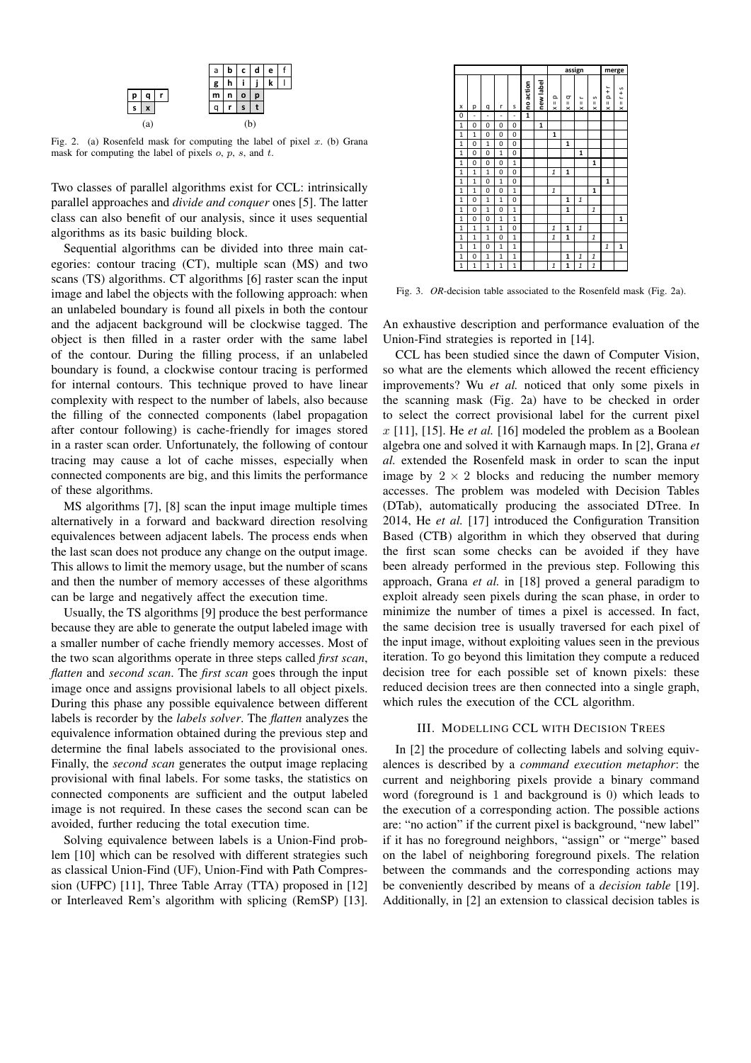| p | q | r |
|---|---|---|
| s | x | |

(a)

| a | b | c | d | e | f |
|---|---|---|---|---|---|
| g | h | i | j | k | l |
| m | n | o | p | | |
| q | r | s | t | | |

(b)

Fig. 2. (a) Rosenfeld mask for computing the label of pixel $x$. (b) Grana mask for computing the label of pixels $o$, $p$, $s$, and $t$.

Two classes of parallel algorithms exist for CCL: intrinsically parallel approaches and *divide and conquer* ones [5]. The latter class can also benefit of our analysis, since it uses sequential algorithms as its basic building block.

Sequential algorithms can be divided into three main categories: contour tracing (CT), multiple scan (MS) and two scans (TS) algorithms. CT algorithms [6] raster scan the input image and label the objects with the following approach: when an unlabeled boundary is found all pixels in both the contour and the adjacent background will be clockwise tagged. The object is then filled in a raster order with the same label of the contour. During the filling process, if an unlabeled boundary is found, a clockwise contour tracing is performed for internal contours. This technique proved to have linear complexity with respect to the number of labels, also because the filling of the connected components (label propagation after contour following) is cache-friendly for images stored in a raster scan order. Unfortunately, the following of contour tracing may cause a lot of cache misses, especially when connected components are big, and this limits the performance of these algorithms.

MS algorithms [7], [8] scan the input image multiple times alternatively in a forward and backward direction resolving equivalences between adjacent labels. The process ends when the last scan does not produce any change on the output image. This allows to limit the memory usage, but the number of scans and then the number of memory accesses of these algorithms can be large and negatively affect the execution time.

Usually, the TS algorithms [9] produce the best performance because they are able to generate the output labeled image with a smaller number of cache friendly memory accesses. Most of the two scan algorithms operate in three steps called *first scan*, *flatten* and *second scan*. The *first scan* goes through the input image once and assigns provisional labels to all object pixels. During this phase any possible equivalence between different labels is recorder by the *labels solver*. The *flatten* analyzes the equivalence information obtained during the previous step and determine the final labels associated to the provisional ones. Finally, the *second scan* generates the output image replacing provisional with final labels. For some tasks, the statistics on connected components are sufficient and the output labeled image is not required. In these cases the second scan can be avoided, further reducing the total execution time.

Solving equivalence between labels is a Union-Find problem [10] which can be resolved with different strategies such as classical Union-Find (UF), Union-Find with Path Compression (UFPC) [11], Three Table Array (TTA) proposed in [12] or Interleaved Rem's algorithm with splicing (RemSP) [13].

| | | | | | | | assign | | | | merge | |
|---|---|---|---|---|---|---|---|---|---|---|---|---|
| x | p | q | r | s | no action | new label | x = p | x = q | x = r | x = s | x = p + r | x = r + s |
| 0 | - | - | - | - | 1 | | | | | | | |
| 1 | 0 | 0 | 0 | 0 | | 1 | | | | | | |
| 1 | 1 | 0 | 0 | 0 | | | 1 | | | | | |
| 1 | 0 | 1 | 0 | 0 | | | | 1 | | | | |
| 1 | 0 | 0 | 1 | 0 | | | | | 1 | | | |
| 1 | 0 | 0 | 0 | 1 | | | | | | 1 | | |
| 1 | 1 | 1 | 0 | 0 | | | *1* | 1 | | | | |
| 1 | 1 | 0 | 1 | 0 | | | | | | | 1 | |
| 1 | 1 | 0 | 0 | 1 | | | *1* | | | 1 | | |
| 1 | 0 | 1 | 1 | 0 | | | | 1 | *1* | | | |
| 1 | 0 | 1 | 0 | 1 | | | | 1 | | *1* | | |
| 1 | 0 | 0 | 1 | 1 | | | | | | | | 1 |
| 1 | 1 | 1 | 1 | 0 | | | *1* | 1 | *1* | | | |
| 1 | 1 | 1 | 0 | 1 | | | *1* | 1 | | *1* | | |
| 1 | 1 | 0 | 1 | 1 | | | | | | | *1* | 1 |
| 1 | 0 | 1 | 1 | 1 | | | | 1 | *1* | *1* | | |
| 1 | 1 | 1 | 1 | 1 | | | *1* | 1 | *1* | *1* | | |

Fig. 3. *OR*-decision table associated to the Rosenfeld mask (Fig. 2a).

An exhaustive description and performance evaluation of the Union-Find strategies is reported in [14].

CCL has been studied since the dawn of Computer Vision, so what are the elements which allowed the recent efficiency improvements? Wu *et al.* noticed that only some pixels in the scanning mask (Fig. 2a) have to be checked in order to select the correct provisional label for the current pixel $x$ [11], [15]. He *et al.* [16] modeled the problem as a Boolean algebra one and solved it with Karnaugh maps. In [2], Grana *et al.* extended the Rosenfeld mask in order to scan the input image by $2 \times 2$ blocks and reducing the number memory accesses. The problem was modeled with Decision Tables (DTab), automatically producing the associated DTree. In 2014, He *et al.* [17] introduced the Configuration Transition Based (CTB) algorithm in which they observed that during the first scan some checks can be avoided if they have been already performed in the previous step. Following this approach, Grana *et al.* in [18] proved a general paradigm to exploit already seen pixels during the scan phase, in order to minimize the number of times a pixel is accessed. In fact, the same decision tree is usually traversed for each pixel of the input image, without exploiting values seen in the previous iteration. To go beyond this limitation they compute a reduced decision tree for each possible set of known pixels: these reduced decision trees are then connected into a single graph, which rules the execution of the CCL algorithm.

## III. Modelling CCL with Decision Trees

In [2] the procedure of collecting labels and solving equivalences is described by a *command execution metaphor*: the current and neighboring pixels provide a binary command word (foreground is 1 and background is 0) which leads to the execution of a corresponding action. The possible actions are: "no action" if the current pixel is background, "new label" if it has no foreground neighbors, "assign" or "merge" based on the label of neighboring foreground pixels. The relation between the commands and the corresponding actions may be conveniently described by means of a *decision table* [19]. Additionally, in [2] an extension to classical decision tables is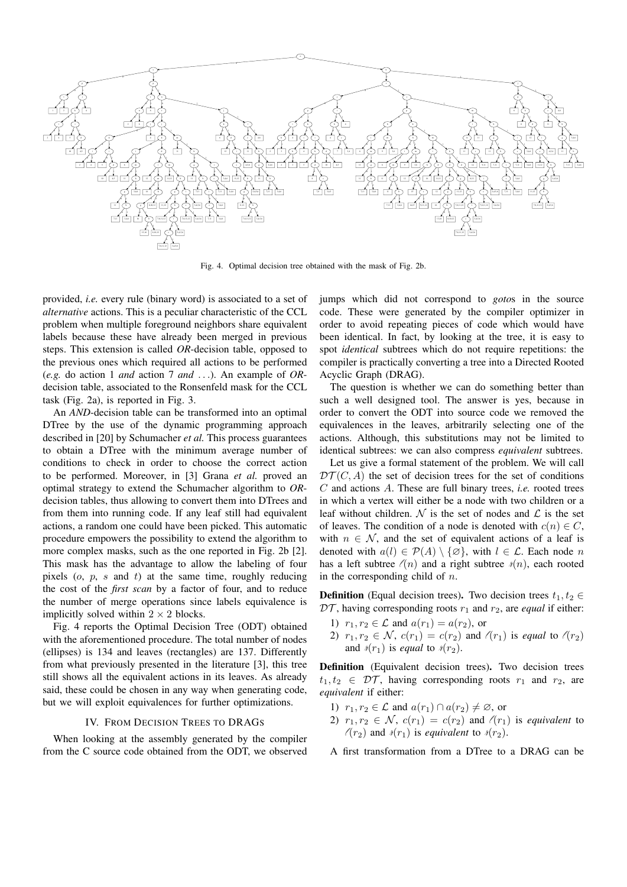Fig. 4. Optimal decision tree obtained with the mask of Fig. 2b.

provided, *i.e.* every rule (binary word) is associated to a set of *alternative* actions. This is a peculiar characteristic of the CCL problem when multiple foreground neighbors share equivalent labels because these have already been merged in previous steps. This extension is called *OR*-decision table, opposed to the previous ones which required all actions to be performed (*e.g.* do action 1 *and* action 7 *and* ...). An example of *OR*-decision table, associated to the Ronsenfeld mask for the CCL task (Fig. 2a), is reported in Fig. 3.

An *AND*-decision table can be transformed into an optimal DTree by the use of the dynamic programming approach described in [20] by Schumacher *et al.* This process guarantees to obtain a DTree with the minimum average number of conditions to check in order to choose the correct action to be performed. Moreover, in [3] Grana *et al.* proved an optimal strategy to extend the Schumacher algorithm to *OR*-decision tables, thus allowing to convert them into DTrees and from them into running code. If any leaf still had equivalent actions, a random one could have been picked. This automatic procedure empowers the possibility to extend the algorithm to more complex masks, such as the one reported in Fig. 2b [2]. This mask has the advantage to allow the labeling of four pixels ($o$, $p$, $s$ and $t$) at the same time, roughly reducing the cost of the *first scan* by a factor of four, and to reduce the number of merge operations since labels equivalence is implicitly solved within $2 \times 2$ blocks.

Fig. 4 reports the Optimal Decision Tree (ODT) obtained with the aforementioned procedure. The total number of nodes (ellipses) is 134 and leaves (rectangles) are 137. Differently from what previously presented in the literature [3], this tree still shows all the equivalent actions in its leaves. As already said, these could be chosen in any way when generating code, but we will exploit equivalences for further optimizations.

## IV. From Decision Trees to DRAGs

When looking at the assembly generated by the compiler from the C source code obtained from the ODT, we observed jumps which did not correspond to *goto*s in the source code. These were generated by the compiler optimizer in order to avoid repeating pieces of code which would have been identical. In fact, by looking at the tree, it is easy to spot *identical* subtrees which do not require repetitions: the compiler is practically converting a tree into a Directed Rooted Acyclic Graph (DRAG).

The question is whether we can do something better than such a well designed tool. The answer is yes, because in order to convert the ODT into source code we removed the equivalences in the leaves, arbitrarily selecting one of the actions. Although, this substitutions may not be limited to identical subtrees: we can also compress *equivalent* subtrees.

Let us give a formal statement of the problem. We will call $\mathcal{DT}(C, A)$ the set of decision trees for the set of conditions $C$ and actions $A$. These are full binary trees, *i.e.* rooted trees in which a vertex will either be a node with two children or a leaf without children. $\mathcal{N}$ is the set of nodes and $\mathcal{L}$ is the set of leaves. The condition of a node is denoted with $c(n) \in C$, with $n \in \mathcal{N}$, and the set of equivalent actions of a leaf is denoted with $a(l) \in \mathcal{P}(A) \setminus \{\varnothing\}$, with $l \in \mathcal{L}$. Each node $n$ has a left subtree $\swarrow(n)$ and a right subtree $\searrow(n)$, each rooted in the corresponding child of $n$.

**Definition** (Equal decision trees)**.** Two decision trees $t_1, t_2 \in \mathcal{DT}$, having corresponding roots $r_1$ and $r_2$, are *equal* if either:

1) $r_1, r_2 \in \mathcal{L}$ and $a(r_1) = a(r_2)$, or
2) $r_1, r_2 \in \mathcal{N}$, $c(r_1) = c(r_2)$ and $\swarrow(r_1)$ is *equal* to $\swarrow(r_2)$ and $\searrow(r_1)$ is *equal* to $\searrow(r_2)$.

**Definition** (Equivalent decision trees)**.** Two decision trees $t_1, t_2 \in \mathcal{DT}$, having corresponding roots $r_1$ and $r_2$, are *equivalent* if either:

1) $r_1, r_2 \in \mathcal{L}$ and $a(r_1) \cap a(r_2) \neq \varnothing$, or
2) $r_1, r_2 \in \mathcal{N}$, $c(r_1) = c(r_2)$ and $\swarrow(r_1)$ is *equivalent* to $\swarrow(r_2)$ and $\searrow(r_1)$ is *equivalent* to $\searrow(r_2)$.

A first transformation from a DTree to a DRAG can be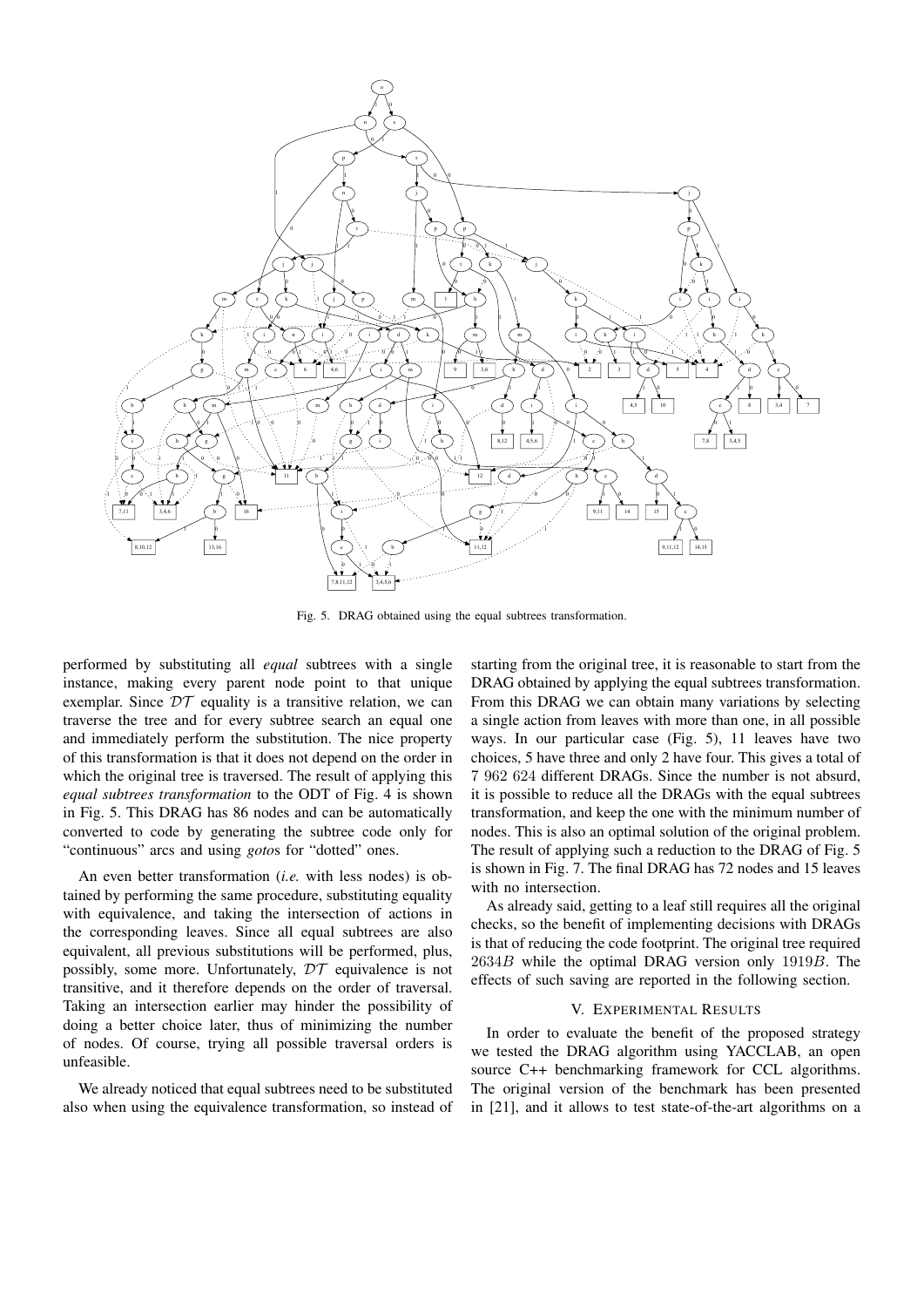Fig. 5. DRAG obtained using the equal subtrees transformation.

performed by substituting all *equal* subtrees with a single instance, making every parent node point to that unique exemplar. Since $\mathcal{DT}$ equality is a transitive relation, we can traverse the tree and for every subtree search an equal one and immediately perform the substitution. The nice property of this transformation is that it does not depend on the order in which the original tree is traversed. The result of applying this *equal subtrees transformation* to the ODT of Fig. 4 is shown in Fig. 5. This DRAG has 86 nodes and can be automatically converted to code by generating the subtree code only for "continuous" arcs and using *goto*s for "dotted" ones.

An even better transformation (*i.e.* with less nodes) is obtained by performing the same procedure, substituting equality with equivalence, and taking the intersection of actions in the corresponding leaves. Since all equal subtrees are also equivalent, all previous substitutions will be performed, plus, possibly, some more. Unfortunately, $\mathcal{DT}$ equivalence is not transitive, and it therefore depends on the order of traversal. Taking an intersection earlier may hinder the possibility of doing a better choice later, thus of minimizing the number of nodes. Of course, trying all possible traversal orders is unfeasible.

We already noticed that equal subtrees need to be substituted also when using the equivalence transformation, so instead of starting from the original tree, it is reasonable to start from the DRAG obtained by applying the equal subtrees transformation. From this DRAG we can obtain many variations by selecting a single action from leaves with more than one, in all possible ways. In our particular case (Fig. 5), 11 leaves have two choices, 5 have three and only 2 have four. This gives a total of 7 962 624 different DRAGs. Since the number is not absurd, it is possible to reduce all the DRAGs with the equal subtrees transformation, and keep the one with the minimum number of nodes. This is also an optimal solution of the original problem. The result of applying such a reduction to the DRAG of Fig. 5 is shown in Fig. 7. The final DRAG has 72 nodes and 15 leaves with no intersection.

As already said, getting to a leaf still requires all the original checks, so the benefit of implementing decisions with DRAGs is that of reducing the code footprint. The original tree required $2634B$ while the optimal DRAG version only $1919B$. The effects of such saving are reported in the following section.

## V. Experimental Results

In order to evaluate the benefit of the proposed strategy we tested the DRAG algorithm using YACCLAB, an open source C++ benchmarking framework for CCL algorithms. The original version of the benchmark has been presented in [21], and it allows to test state-of-the-art algorithms on a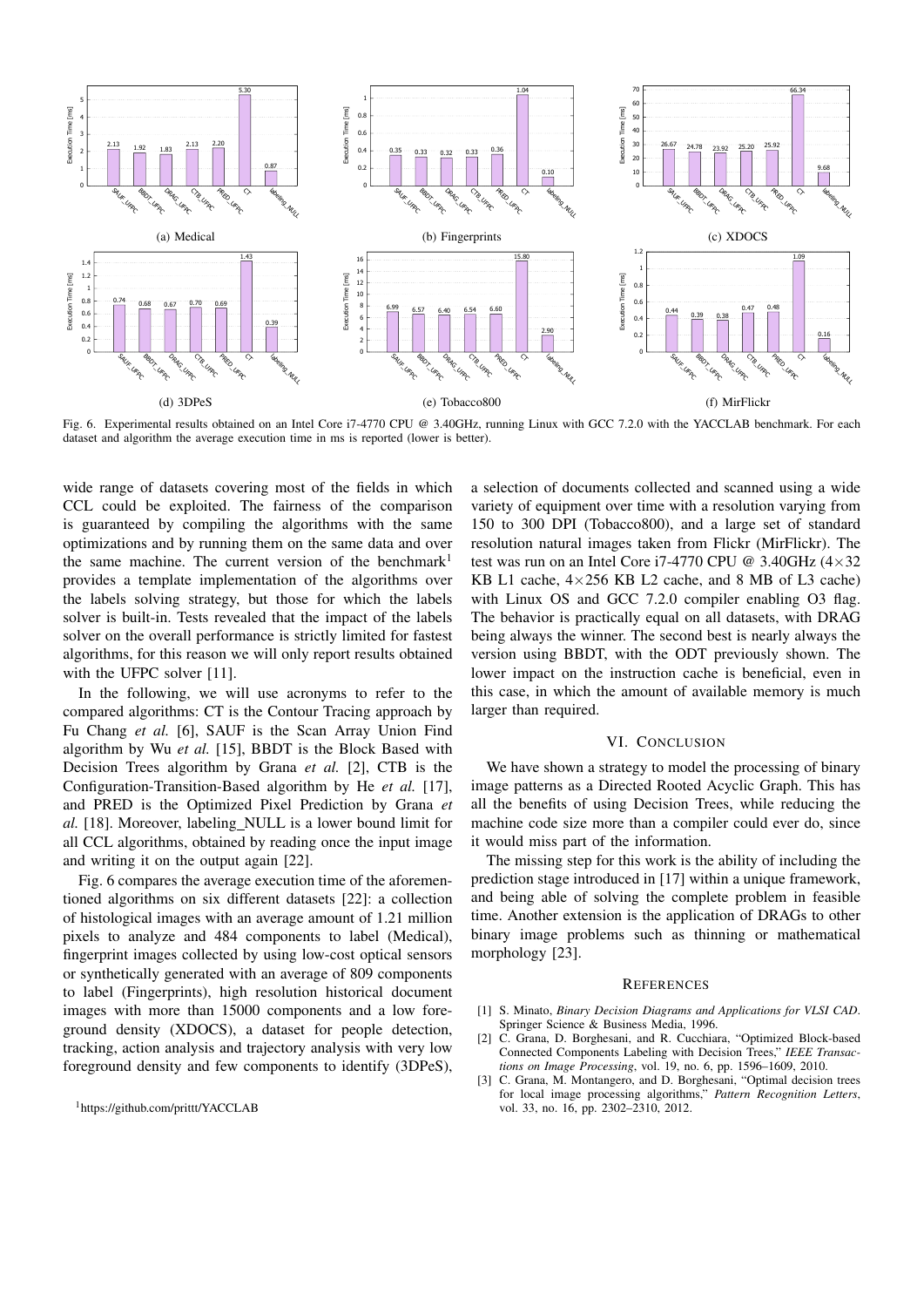(a) Medical

(b) Fingerprints

(c) XDOCS

(d) 3DPeS

(e) Tobacco800

(f) MirFlickr

Fig. 6. Experimental results obtained on an Intel Core i7-4770 CPU @ 3.40GHz, running Linux with GCC 7.2.0 with the YACCLAB benchmark. For each dataset and algorithm the average execution time in ms is reported (lower is better).

wide range of datasets covering most of the fields in which CCL could be exploited. The fairness of the comparison is guaranteed by compiling the algorithms with the same optimizations and by running them on the same data and over the same machine. The current version of the benchmark[1] provides a template implementation of the algorithms over the labels solving strategy, but those for which the labels solver is built-in. Tests revealed that the impact of the labels solver on the overall performance is strictly limited for fastest algorithms, for this reason we will only report results obtained with the UFPC solver [11].

In the following, we will use acronyms to refer to the compared algorithms: CT is the Contour Tracing approach by Fu Chang *et al.* [6], SAUF is the Scan Array Union Find algorithm by Wu *et al.* [15], BBDT is the Block Based with Decision Trees algorithm by Grana *et al.* [2], CTB is the Configuration-Transition-Based algorithm by He *et al.* [17], and PRED is the Optimized Pixel Prediction by Grana *et al.* [18]. Moreover, labeling_NULL is a lower bound limit for all CCL algorithms, obtained by reading once the input image and writing it on the output again [22].

Fig. 6 compares the average execution time of the aforementioned algorithms on six different datasets [22]: a collection of histological images with an average amount of 1.21 million pixels to analyze and 484 components to label (Medical), fingerprint images collected by using low-cost optical sensors or synthetically generated with an average of 809 components to label (Fingerprints), high resolution historical document images with more than 15000 components and a low foreground density (XDOCS), a dataset for people detection, tracking, action analysis and trajectory analysis with very low foreground density and few components to identify (3DPeS), a selection of documents collected and scanned using a wide variety of equipment over time with a resolution varying from 150 to 300 DPI (Tobacco800), and a large set of standard resolution natural images taken from Flickr (MirFlickr). The test was run on an Intel Core i7-4770 CPU @ 3.40GHz ($4\times32$ KB L1 cache, $4\times256$ KB L2 cache, and 8 MB of L3 cache) with Linux OS and GCC 7.2.0 compiler enabling O3 flag. The behavior is practically equal on all datasets, with DRAG being always the winner. The second best is nearly always the version using BBDT, with the ODT previously shown. The lower impact on the instruction cache is beneficial, even in this case, in which the amount of available memory is much larger than required.

## VI. Conclusion

We have shown a strategy to model the processing of binary image patterns as a Directed Rooted Acyclic Graph. This has all the benefits of using Decision Trees, while reducing the machine code size more than a compiler could ever do, since it would miss part of the information.

The missing step for this work is the ability of including the prediction stage introduced in [17] within a unique framework, and being able of solving the complete problem in feasible time. Another extension is the application of DRAGs to other binary image problems such as thinning or mathematical morphology [23].

[1] https://github.com/prittt/YACCLAB

## References

[1] S. Minato, *Binary Decision Diagrams and Applications for VLSI CAD*. Springer Science & Business Media, 1996.

[2] C. Grana, D. Borghesani, and R. Cucchiara, "Optimized Block-based Connected Components Labeling with Decision Trees," *IEEE Transactions on Image Processing*, vol. 19, no. 6, pp. 1596–1609, 2010.

[3] C. Grana, M. Montangero, and D. Borghesani, "Optimal decision trees for local image processing algorithms," *Pattern Recognition Letters*, vol. 33, no. 16, pp. 2302–2310, 2012.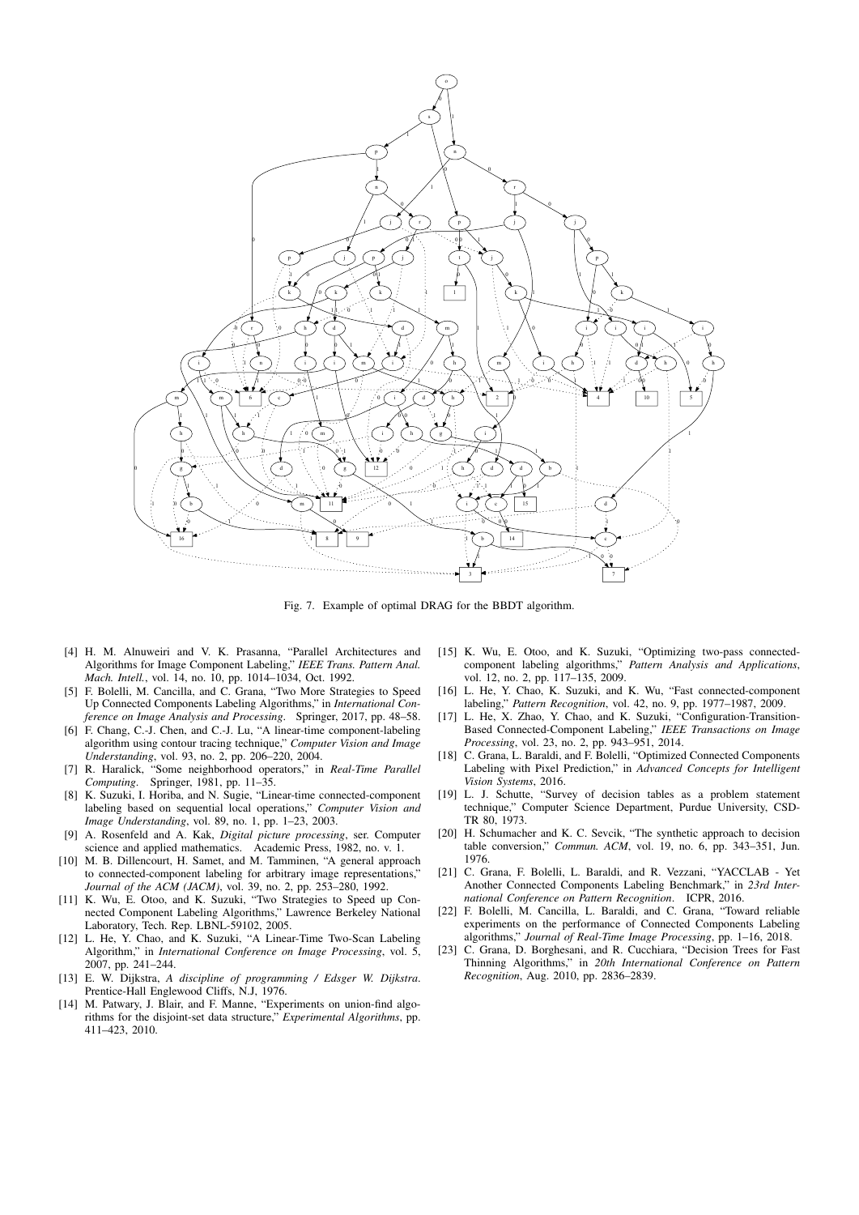Fig. 7. Example of optimal DRAG for the BBDT algorithm.

[4] H. M. Alnuweiri and V. K. Prasanna, "Parallel Architectures and Algorithms for Image Component Labeling," *IEEE Trans. Pattern Anal. Mach. Intell.*, vol. 14, no. 10, pp. 1014–1034, Oct. 1992.

[5] F. Bolelli, M. Cancilla, and C. Grana, "Two More Strategies to Speed Up Connected Components Labeling Algorithms," in *International Conference on Image Analysis and Processing*. Springer, 2017, pp. 48–58.

[6] F. Chang, C.-J. Chen, and C.-J. Lu, "A linear-time component-labeling algorithm using contour tracing technique," *Computer Vision and Image Understanding*, vol. 93, no. 2, pp. 206–220, 2004.

[7] R. Haralick, "Some neighborhood operators," in *Real-Time Parallel Computing*. Springer, 1981, pp. 11–35.

[8] K. Suzuki, I. Horiba, and N. Sugie, "Linear-time connected-component labeling based on sequential local operations," *Computer Vision and Image Understanding*, vol. 89, no. 1, pp. 1–23, 2003.

[9] A. Rosenfeld and A. Kak, *Digital picture processing*, ser. Computer science and applied mathematics. Academic Press, 1982, no. v. 1.

[10] M. B. Dillencourt, H. Samet, and M. Tamminen, "A general approach to connected-component labeling for arbitrary image representations," *Journal of the ACM (JACM)*, vol. 39, no. 2, pp. 253–280, 1992.

[11] K. Wu, E. Otoo, and K. Suzuki, "Two Strategies to Speed up Connected Component Labeling Algorithms," Lawrence Berkeley National Laboratory, Tech. Rep. LBNL-59102, 2005.

[12] L. He, Y. Chao, and K. Suzuki, "A Linear-Time Two-Scan Labeling Algorithm," in *International Conference on Image Processing*, vol. 5, 2007, pp. 241–244.

[13] E. W. Dijkstra, *A discipline of programming / Edsger W. Dijkstra*. Prentice-Hall Englewood Cliffs, N.J, 1976.

[14] M. Patwary, J. Blair, and F. Manne, "Experiments on union-find algorithms for the disjoint-set data structure," *Experimental Algorithms*, pp. 411–423, 2010.

[15] K. Wu, E. Otoo, and K. Suzuki, "Optimizing two-pass connected-component labeling algorithms," *Pattern Analysis and Applications*, vol. 12, no. 2, pp. 117–135, 2009.

[16] L. He, Y. Chao, K. Suzuki, and K. Wu, "Fast connected-component labeling," *Pattern Recognition*, vol. 42, no. 9, pp. 1977–1987, 2009.

[17] L. He, X. Zhao, Y. Chao, and K. Suzuki, "Configuration-Transition-Based Connected-Component Labeling," *IEEE Transactions on Image Processing*, vol. 23, no. 2, pp. 943–951, 2014.

[18] C. Grana, L. Baraldi, and F. Bolelli, "Optimized Connected Components Labeling with Pixel Prediction," in *Advanced Concepts for Intelligent Vision Systems*, 2016.

[19] L. J. Schutte, "Survey of decision tables as a problem statement technique," Computer Science Department, Purdue University, CSD-TR 80, 1973.

[20] H. Schumacher and K. C. Sevcik, "The synthetic approach to decision table conversion," *Commun. ACM*, vol. 19, no. 6, pp. 343–351, Jun. 1976.

[21] C. Grana, F. Bolelli, L. Baraldi, and R. Vezzani, "YACCLAB - Yet Another Connected Components Labeling Benchmark," in *23rd International Conference on Pattern Recognition*. ICPR, 2016.

[22] F. Bolelli, M. Cancilla, L. Baraldi, and C. Grana, "Toward reliable experiments on the performance of Connected Components Labeling algorithms," *Journal of Real-Time Image Processing*, pp. 1–16, 2018.

[23] C. Grana, D. Borghesani, and R. Cucchiara, "Decision Trees for Fast Thinning Algorithms," in *20th International Conference on Pattern Recognition*, Aug. 2010, pp. 2836–2839.